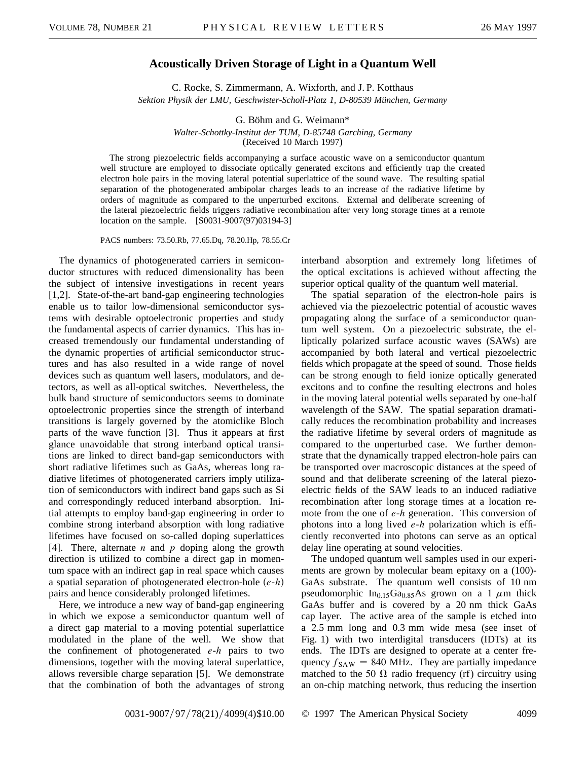# Acoustically Driven Storage of Light in a Quantum Well

C. Rocke, S. Zimmermann, A. Wixforth, and J. P. Kotthaus

*Sektion Physik der LMU, Geschwister-Scholl-Platz 1, D-80539 München, Germany*

G. Böhm and G. Weimann*

*Walter-Schottky-Institut der TUM, D-85748 Garching, Germany*

(Received 10 March 1997)

The strong piezoelectric fields accompanying a surface acoustic wave on a semiconductor quantum well structure are employed to dissociate optically generated excitons and efficiently trap the created electron hole pairs in the moving lateral potential superlattice of the sound wave. The resulting spatial separation of the photogenerated ambipolar charges leads to an increase of the radiative lifetime by orders of magnitude as compared to the unperturbed excitons. External and deliberate screening of the lateral piezoelectric fields triggers radiative recombination after very long storage times at a remote location on the sample. [S0031-9007(97)03194-3]

PACS numbers: 73.50.Rb, 77.65.Dq, 78.20.Hp, 78.55.Cr

The dynamics of photogenerated carriers in semiconductor structures with reduced dimensionality has been the subject of intensive investigations in recent years [1,2]. State-of-the-art band-gap engineering technologies enable us to tailor low-dimensional semiconductor systems with desirable optoelectronic properties and study the fundamental aspects of carrier dynamics. This has increased tremendously our fundamental understanding of the dynamic properties of artificial semiconductor structures and has also resulted in a wide range of novel devices such as quantum well lasers, modulators, and detectors, as well as all-optical switches. Nevertheless, the bulk band structure of semiconductors seems to dominate optoelectronic properties since the strength of interband transitions is largely governed by the atomiclike Bloch parts of the wave function [3]. Thus it appears at first glance unavoidable that strong interband optical transitions are linked to direct band-gap semiconductors with short radiative lifetimes such as GaAs, whereas long radiative lifetimes of photogenerated carriers imply utilization of semiconductors with indirect band gaps such as Si and correspondingly reduced interband absorption. Initial attempts to employ band-gap engineering in order to combine strong interband absorption with long radiative lifetimes have focused on so-called doping superlattices [4]. There, alternate $n$ and $p$ doping along the growth direction is utilized to combine a direct gap in momentum space with an indirect gap in real space which causes a spatial separation of photogenerated electron-hole ($e$-$h$) pairs and hence considerably prolonged lifetimes.

Here, we introduce a new way of band-gap engineering in which we expose a semiconductor quantum well of a direct gap material to a moving potential superlattice modulated in the plane of the well. We show that the confinement of photogenerated $e$-$h$ pairs to two dimensions, together with the moving lateral superlattice, allows reversible charge separation [5]. We demonstrate that the combination of both the advantages of strong interband absorption and extremely long lifetimes of the optical excitations is achieved without affecting the superior optical quality of the quantum well material.

The spatial separation of the electron-hole pairs is achieved via the piezoelectric potential of acoustic waves propagating along the surface of a semiconductor quantum well system. On a piezoelectric substrate, the elliptically polarized surface acoustic waves (SAWs) are accompanied by both lateral and vertical piezoelectric fields which propagate at the speed of sound. Those fields can be strong enough to field ionize optically generated excitons and to confine the resulting electrons and holes in the moving lateral potential wells separated by one-half wavelength of the SAW. The spatial separation dramatically reduces the recombination probability and increases the radiative lifetime by several orders of magnitude as compared to the unperturbed case. We further demonstrate that the dynamically trapped electron-hole pairs can be transported over macroscopic distances at the speed of sound and that deliberate screening of the lateral piezoelectric fields of the SAW leads to an induced radiative recombination after long storage times at a location remote from the one of $e$-$h$ generation. This conversion of photons into a long lived $e$-$h$ polarization which is efficiently reconverted into photons can serve as an optical delay line operating at sound velocities.

The undoped quantum well samples used in our experiments are grown by molecular beam epitaxy on a (100)-GaAs substrate. The quantum well consists of 10 nm pseudomorphic $In_{0.15}Ga_{0.85}As$ grown on a 1 $\mu$m thick GaAs buffer and is covered by a 20 nm thick GaAs cap layer. The active area of the sample is etched into a 2.5 mm long and 0.3 mm wide mesa (see inset of Fig. 1) with two interdigital transducers (IDTs) at its ends. The IDTs are designed to operate at a center frequency $f_{SAW} = 840$ MHz. They are partially impedance matched to the 50 Ω radio frequency (rf) circuitry using an on-chip matching network, thus reducing the insertion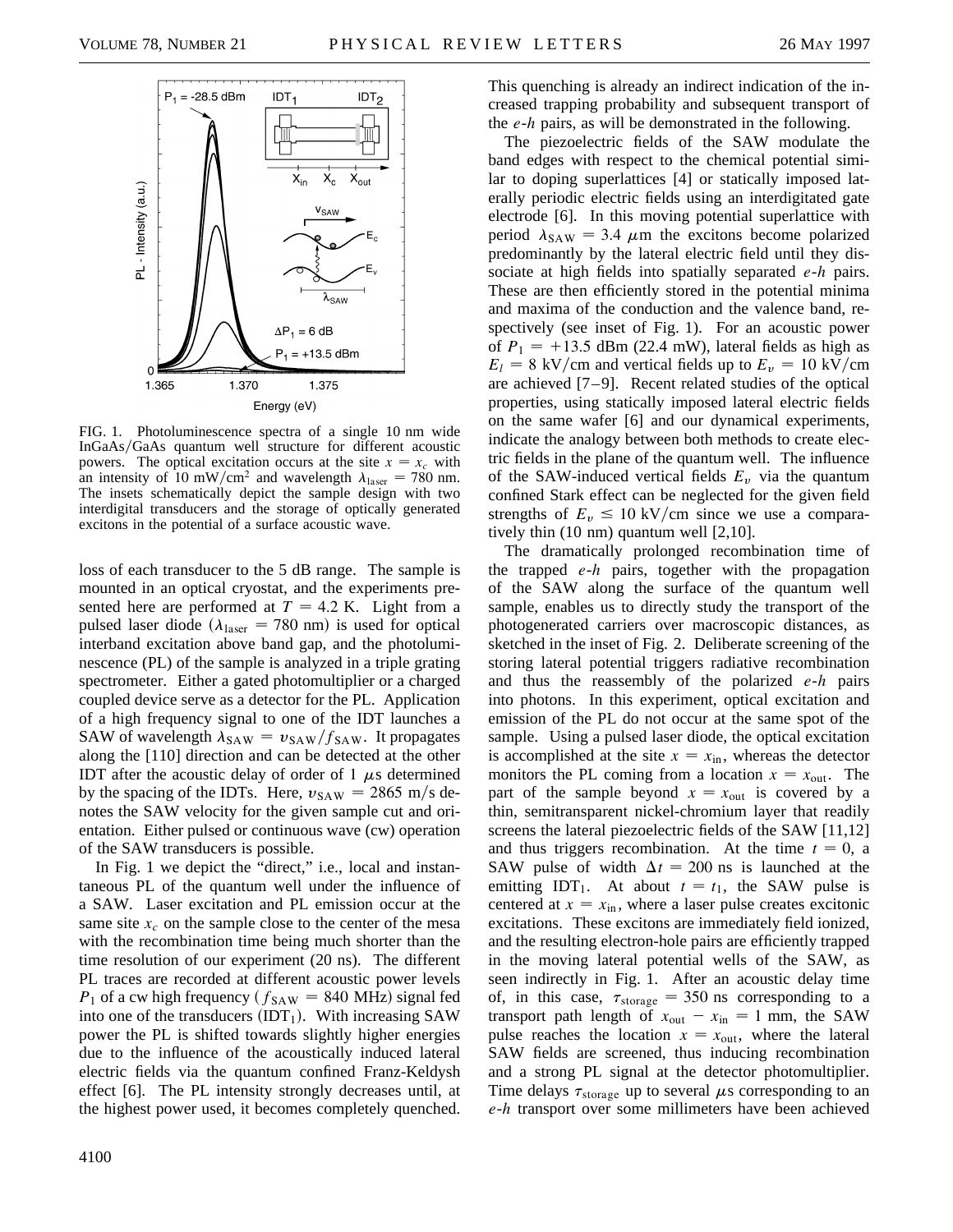FIG. 1. Photoluminescence spectra of a single 10 nm wide InGaAs/GaAs quantum well structure for different acoustic powers. The optical excitation occurs at the site $x = x_c$ with an intensity of 10 mW/cm$^2$ and wavelength $\lambda_{\text{laser}} = 780$ nm. The insets schematically depict the sample design with two interdigital transducers and the storage of optically generated excitons in the potential of a surface acoustic wave.

loss of each transducer to the 5 dB range. The sample is mounted in an optical cryostat, and the experiments presented here are performed at $T = 4.2$ K. Light from a pulsed laser diode ($\lambda_{\text{laser}} = 780$ nm) is used for optical interband excitation above band gap, and the photoluminescence (PL) of the sample is analyzed in a triple grating spectrometer. Either a gated photomultiplier or a charged coupled device serve as a detector for the PL. Application of a high frequency signal to one of the IDT launches a SAW of wavelength $\lambda_{\text{SAW}} = v_{\text{SAW}}/f_{\text{SAW}}$. It propagates along the [110] direction and can be detected at the other IDT after the acoustic delay of order of 1 $\mu$s determined by the spacing of the IDTs. Here, $v_{\text{SAW}} = 2865$ m/s denotes the SAW velocity for the given sample cut and orientation. Either pulsed or continuous wave (cw) operation of the SAW transducers is possible.

In Fig. 1 we depict the "direct," i.e., local and instantaneous PL of the quantum well under the influence of a SAW. Laser excitation and PL emission occur at the same site $x_c$ on the sample close to the center of the mesa with the recombination time being much shorter than the time resolution of our experiment (20 ns). The different PL traces are recorded at different acoustic power levels $P_1$ of a cw high frequency ($f_{\text{SAW}} = 840$ MHz) signal fed into one of the transducers (IDT$_1$). With increasing SAW power the PL is shifted towards slightly higher energies due to the influence of the acoustically induced lateral electric fields via the quantum confined Franz-Keldysh effect [6]. The PL intensity strongly decreases until, at the highest power used, it becomes completely quenched. This quenching is already an indirect indication of the increased trapping probability and subsequent transport of the $e$-$h$ pairs, as will be demonstrated in the following.

The piezoelectric fields of the SAW modulate the band edges with respect to the chemical potential similar to doping superlattices [4] or statically imposed laterally periodic electric fields using an interdigitated gate electrode [6]. In this moving potential superlattice with period $\lambda_{\text{SAW}} = 3.4$ $\mu$m the excitons become polarized predominantly by the lateral electric field until they dissociate at high fields into spatially separated $e$-$h$ pairs. These are then efficiently stored in the potential minima and maxima of the conduction and the valence band, respectively (see inset of Fig. 1). For an acoustic power of $P_1 = +13.5$ dBm (22.4 mW), lateral fields as high as $E_l = 8$ kV/cm and vertical fields up to $E_v = 10$ kV/cm are achieved [7–9]. Recent related studies of the optical properties, using statically imposed lateral electric fields on the same wafer [6] and our dynamical experiments, indicate the analogy between both methods to create electric fields in the plane of the quantum well. The influence of the SAW-induced vertical fields $E_v$ via the quantum confined Stark effect can be neglected for the given field strengths of $E_v \leq 10$ kV/cm since we use a comparatively thin (10 nm) quantum well [2,10].

The dramatically prolonged recombination time of the trapped $e$-$h$ pairs, together with the propagation of the SAW along the surface of the quantum well sample, enables us to directly study the transport of the photogenerated carriers over macroscopic distances, as sketched in the inset of Fig. 2. Deliberate screening of the storing lateral potential triggers radiative recombination and thus the reassembly of the polarized $e$-$h$ pairs into photons. In this experiment, optical excitation and emission of the PL do not occur at the same spot of the sample. Using a pulsed laser diode, the optical excitation is accomplished at the site $x = x_{\text{in}}$, whereas the detector monitors the PL coming from a location $x = x_{\text{out}}$. The part of the sample beyond $x = x_{\text{out}}$ is covered by a thin, semitransparent nickel-chromium layer that readily screens the lateral piezoelectric fields of the SAW [11,12] and thus triggers recombination. At the time $t = 0$, a SAW pulse of width $\Delta t = 200$ ns is launched at the emitting IDT$_1$. At about $t = t_1$, the SAW pulse is centered at $x = x_{\text{in}}$, where a laser pulse creates excitonic excitations. These excitons are immediately field ionized, and the resulting electron-hole pairs are efficiently trapped in the moving lateral potential wells of the SAW, as seen indirectly in Fig. 1. After an acoustic delay time of, in this case, $\tau_{\text{storage}} = 350$ ns corresponding to a transport path length of $x_{\text{out}} - x_{\text{in}} = 1$ mm, the SAW pulse reaches the location $x = x_{\text{out}}$, where the lateral SAW fields are screened, thus inducing recombination and a strong PL signal at the detector photomultiplier. Time delays $\tau_{\text{storage}}$ up to several $\mu$s corresponding to an $e$-$h$ transport over some millimeters have been achieved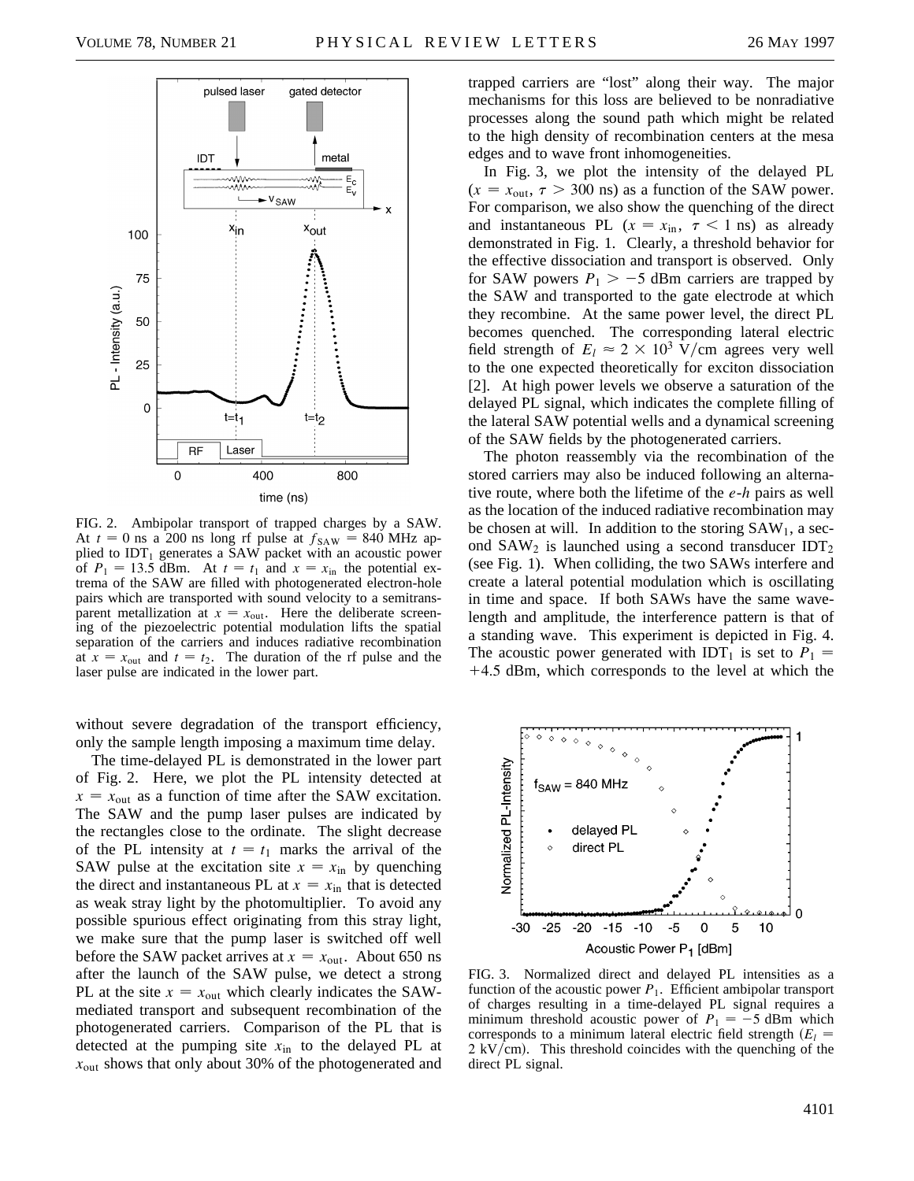FIG. 2. Ambipolar transport of trapped charges by a SAW. At $t = 0$ ns a 200 ns long rf pulse at $f_{\mathrm{SAW}} = 840$ MHz applied to $\mathrm{IDT}_1$ generates a SAW packet with an acoustic power of $P_1 = 13.5$ dBm. At $t = t_1$ and $x = x_{\mathrm{in}}$ the potential extrema of the SAW are filled with photogenerated electron-hole pairs which are transported with sound velocity to a semitransparent metallization at $x = x_{\mathrm{out}}$. Here the deliberate screening of the piezoelectric potential modulation lifts the spatial separation of the carriers and induces radiative recombination at $x = x_{\mathrm{out}}$ and $t = t_2$. The duration of the rf pulse and the laser pulse are indicated in the lower part.

without severe degradation of the transport efficiency, only the sample length imposing a maximum time delay.

The time-delayed PL is demonstrated in the lower part of Fig. 2. Here, we plot the PL intensity detected at $x = x_{\mathrm{out}}$ as a function of time after the SAW excitation. The SAW and the pump laser pulses are indicated by the rectangles close to the ordinate. The slight decrease of the PL intensity at $t = t_1$ marks the arrival of the SAW pulse at the excitation site $x = x_{\mathrm{in}}$ by quenching the direct and instantaneous PL at $x = x_{\mathrm{in}}$ that is detected as weak stray light by the photomultiplier. To avoid any possible spurious effect originating from this stray light, we make sure that the pump laser is switched off well before the SAW packet arrives at $x = x_{\mathrm{out}}$. About 650 ns after the launch of the SAW pulse, we detect a strong PL at the site $x = x_{\mathrm{out}}$ which clearly indicates the SAW-mediated transport and subsequent recombination of the photogenerated carriers. Comparison of the PL that is detected at the pumping site $x_{\mathrm{in}}$ to the delayed PL at $x_{\mathrm{out}}$ shows that only about 30% of the photogenerated and trapped carriers are "lost" along their way. The major mechanisms for this loss are believed to be nonradiative processes along the sound path which might be related to the high density of recombination centers at the mesa edges and to wave front inhomogeneities.

In Fig. 3, we plot the intensity of the delayed PL ($x = x_{\mathrm{out}}$, $\tau > 300$ ns) as a function of the SAW power. For comparison, we also show the quenching of the direct and instantaneous PL ($x = x_{\mathrm{in}}$, $\tau < 1$ ns) as already demonstrated in Fig. 1. Clearly, a threshold behavior for the effective dissociation and transport is observed. Only for SAW powers $P_1 > -5$ dBm carriers are trapped by the SAW and transported to the gate electrode at which they recombine. At the same power level, the direct PL becomes quenched. The corresponding lateral electric field strength of $E_l \approx 2 \times 10^3$ V/cm agrees very well to the one expected theoretically for exciton dissociation [2]. At high power levels we observe a saturation of the delayed PL signal, which indicates the complete filling of the lateral SAW potential wells and a dynamical screening of the SAW fields by the photogenerated carriers.

The photon reassembly via the recombination of the stored carriers may also be induced following an alternative route, where both the lifetime of the *e*-*h* pairs as well as the location of the induced radiative recombination may be chosen at will. In addition to the storing $\mathrm{SAW}_1$, a second $\mathrm{SAW}_2$ is launched using a second transducer $\mathrm{IDT}_2$ (see Fig. 1). When colliding, the two SAWs interfere and create a lateral potential modulation which is oscillating in time and space. If both SAWs have the same wavelength and amplitude, the interference pattern is that of a standing wave. This experiment is depicted in Fig. 4. The acoustic power generated with $\mathrm{IDT}_1$ is set to $P_1 = +4.5$ dBm, which corresponds to the level at which the

FIG. 3. Normalized direct and delayed PL intensities as a function of the acoustic power $P_1$. Efficient ambipolar transport of charges resulting in a time-delayed PL signal requires a minimum threshold acoustic power of $P_1 = -5$ dBm which corresponds to a minimum lateral electric field strength ($E_l = 2$ kV/cm). This threshold coincides with the quenching of the direct PL signal.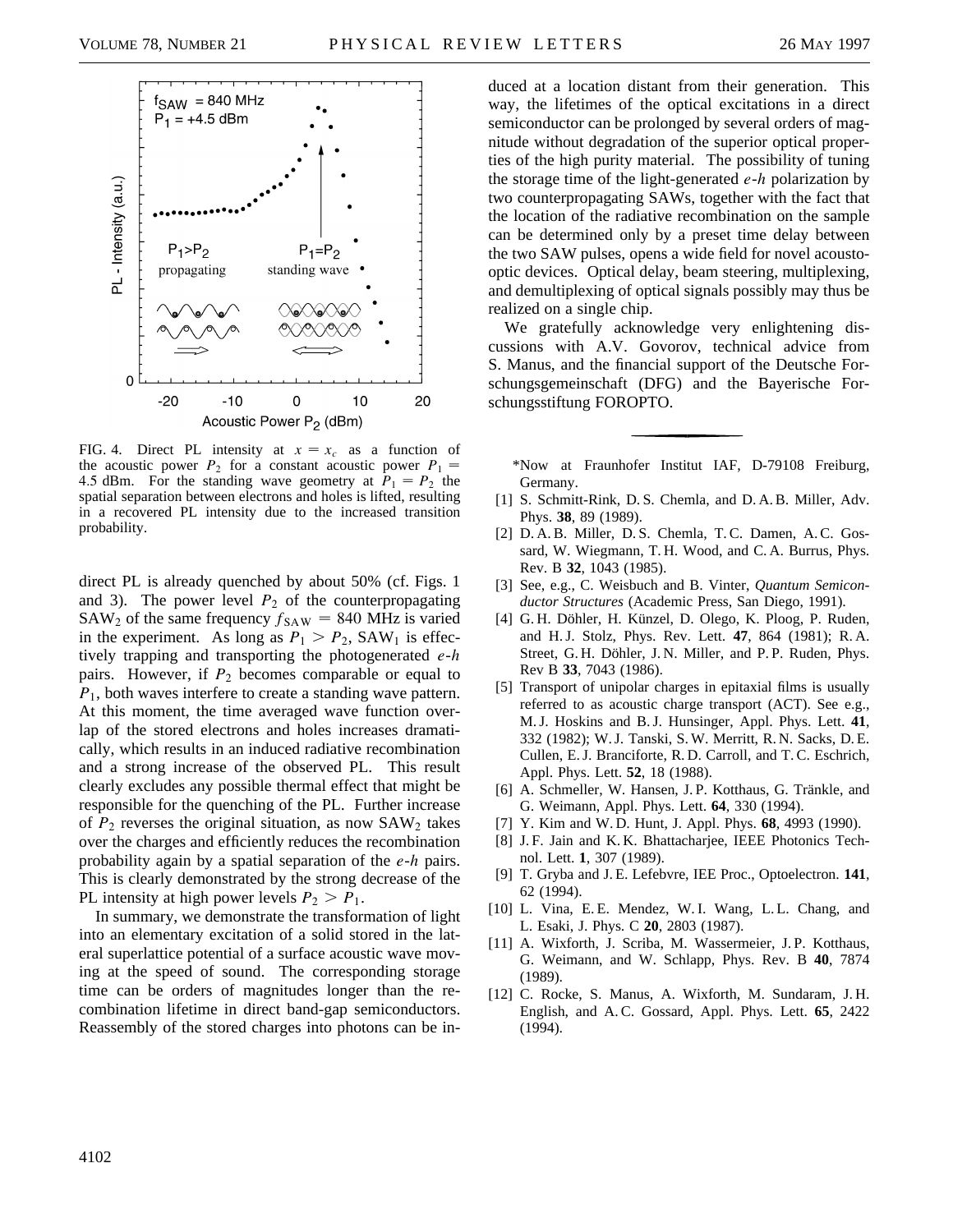$f_{SAW}$ = 840 MHz
$P_1$ = +4.5 dBm

PL - Intensity (a.u.)

$P_1 > P_2$
propagating

$P_1 = P_2$
standing wave

0

-20 -10 0 10 20

Acoustic Power $P_2$ (dBm)

FIG. 4. Direct PL intensity at $x = x_c$ as a function of the acoustic power $P_2$ for a constant acoustic power $P_1 =$ 4.5 dBm. For the standing wave geometry at $P_1 = P_2$ the spatial separation between electrons and holes is lifted, resulting in a recovered PL intensity due to the increased transition probability.

direct PL is already quenched by about 50% (cf. Figs. 1 and 3). The power level $P_2$ of the counterpropagating $SAW_2$ of the same frequency $f_{SAW} = 840$ MHz is varied in the experiment. As long as $P_1 > P_2$, $SAW_1$ is effectively trapping and transporting the photogenerated *e-h* pairs. However, if $P_2$ becomes comparable or equal to $P_1$, both waves interfere to create a standing wave pattern. At this moment, the time averaged wave function overlap of the stored electrons and holes increases dramatically, which results in an induced radiative recombination and a strong increase of the observed PL. This result clearly excludes any possible thermal effect that might be responsible for the quenching of the PL. Further increase of $P_2$ reverses the original situation, as now $SAW_2$ takes over the charges and efficiently reduces the recombination probability again by a spatial separation of the *e-h* pairs. This is clearly demonstrated by the strong decrease of the PL intensity at high power levels $P_2 > P_1$.

In summary, we demonstrate the transformation of light into an elementary excitation of a solid stored in the lateral superlattice potential of a surface acoustic wave moving at the speed of sound. The corresponding storage time can be orders of magnitudes longer than the recombination lifetime in direct band-gap semiconductors. Reassembly of the stored charges into photons can be induced at a location distant from their generation. This way, the lifetimes of the optical excitations in a direct semiconductor can be prolonged by several orders of magnitude without degradation of the superior optical properties of the high purity material. The possibility of tuning the storage time of the light-generated *e-h* polarization by two counterpropagating SAWs, together with the fact that the location of the radiative recombination on the sample can be determined only by a preset time delay between the two SAW pulses, opens a wide field for novel acousto-optic devices. Optical delay, beam steering, multiplexing, and demultiplexing of optical signals possibly may thus be realized on a single chip.

We gratefully acknowledge very enlightening discussions with A.V. Govorov, technical advice from S. Manus, and the financial support of the Deutsche Forschungsgemeinschaft (DFG) and the Bayerische Forschungsstiftung FOROPTO.

---

*Now at Fraunhofer Institut IAF, D-79108 Freiburg, Germany.

[1] S. Schmitt-Rink, D.S. Chemla, and D.A.B. Miller, Adv. Phys. **38**, 89 (1989).

[2] D.A.B. Miller, D.S. Chemla, T.C. Damen, A.C. Gossard, W. Wiegmann, T.H. Wood, and C.A. Burrus, Phys. Rev. B **32**, 1043 (1985).

[3] See, e.g., C. Weisbuch and B. Vinter, *Quantum Semiconductor Structures* (Academic Press, San Diego, 1991).

[4] G.H. Döhler, H. Künzel, D. Olego, K. Ploog, P. Ruden, and H.J. Stolz, Phys. Rev. Lett. **47**, 864 (1981); R.A. Street, G.H. Döhler, J.N. Miller, and P.P. Ruden, Phys. Rev B **33**, 7043 (1986).

[5] Transport of unipolar charges in epitaxial films is usually referred to as acoustic charge transport (ACT). See e.g., M.J. Hoskins and B.J. Hunsinger, Appl. Phys. Lett. **41**, 332 (1982); W.J. Tanski, S.W. Merritt, R.N. Sacks, D.E. Cullen, E.J. Branciforte, R.D. Carroll, and T.C. Eschrich, Appl. Phys. Lett. **52**, 18 (1988).

[6] A. Schmeller, W. Hansen, J.P. Kotthaus, G. Tränkle, and G. Weimann, Appl. Phys. Lett. **64**, 330 (1994).

[7] Y. Kim and W.D. Hunt, J. Appl. Phys. **68**, 4993 (1990).

[8] J.F. Jain and K.K. Bhattacharjee, IEEE Photonics Technol. Lett. **1**, 307 (1989).

[9] T. Gryba and J.E. Lefebvre, IEE Proc., Optoelectron. **141**, 62 (1994).

[10] L. Vina, E.E. Mendez, W.I. Wang, L.L. Chang, and L. Esaki, J. Phys. C **20**, 2803 (1987).

[11] A. Wixforth, J. Scriba, M. Wassermeier, J.P. Kotthaus, G. Weimann, and W. Schlapp, Phys. Rev. B **40**, 7874 (1989).

[12] C. Rocke, S. Manus, A. Wixforth, M. Sundaram, J.H. English, and A.C. Gossard, Appl. Phys. Lett. **65**, 2422 (1994).